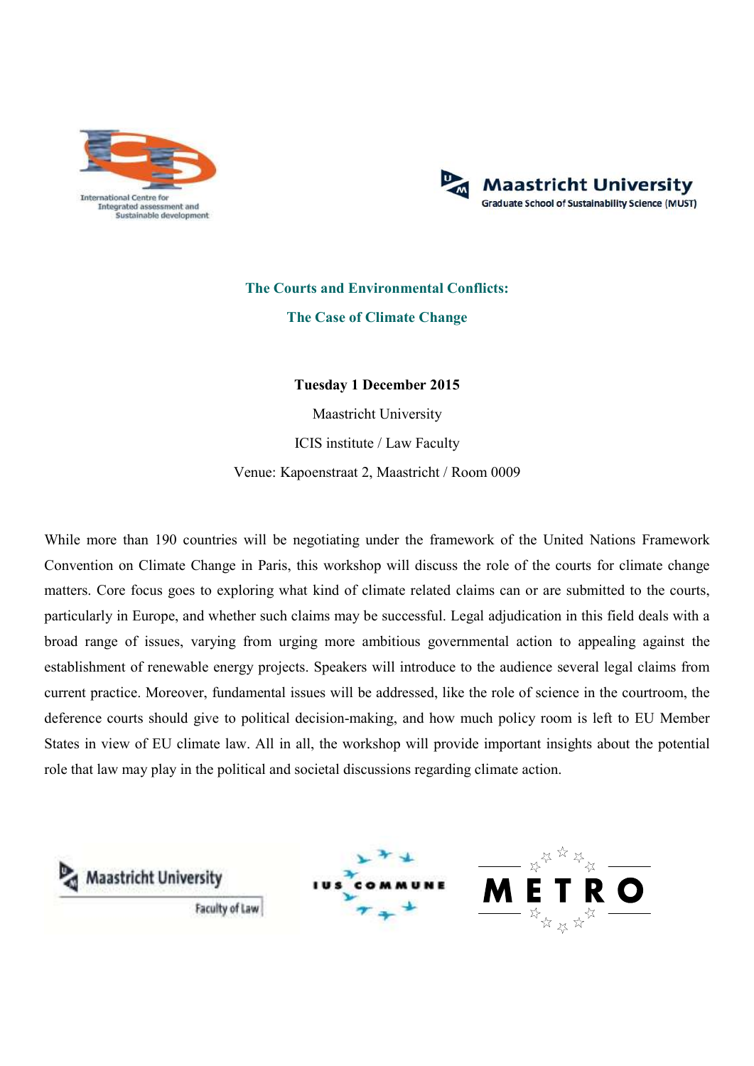# The Courts and Environmental Conflicts:

## The Case of Climate Change

**Tuesday 1 December 2015**

Maastricht University

ICIS institute / Law Faculty

Venue: Kapoenstraat 2, Maastricht / Room 0009

While more than 190 countries will be negotiating under the framework of the United Nations Framework Convention on Climate Change in Paris, this workshop will discuss the role of the courts for climate change matters. Core focus goes to exploring what kind of climate related claims can or are submitted to the courts, particularly in Europe, and whether such claims may be successful. Legal adjudication in this field deals with a broad range of issues, varying from urging more ambitious governmental action to appealing against the establishment of renewable energy projects. Speakers will introduce to the audience several legal claims from current practice. Moreover, fundamental issues will be addressed, like the role of science in the courtroom, the deference courts should give to political decision-making, and how much policy room is left to EU Member States in view of EU climate law. All in all, the workshop will provide important insights about the potential role that law may play in the political and societal discussions regarding climate action.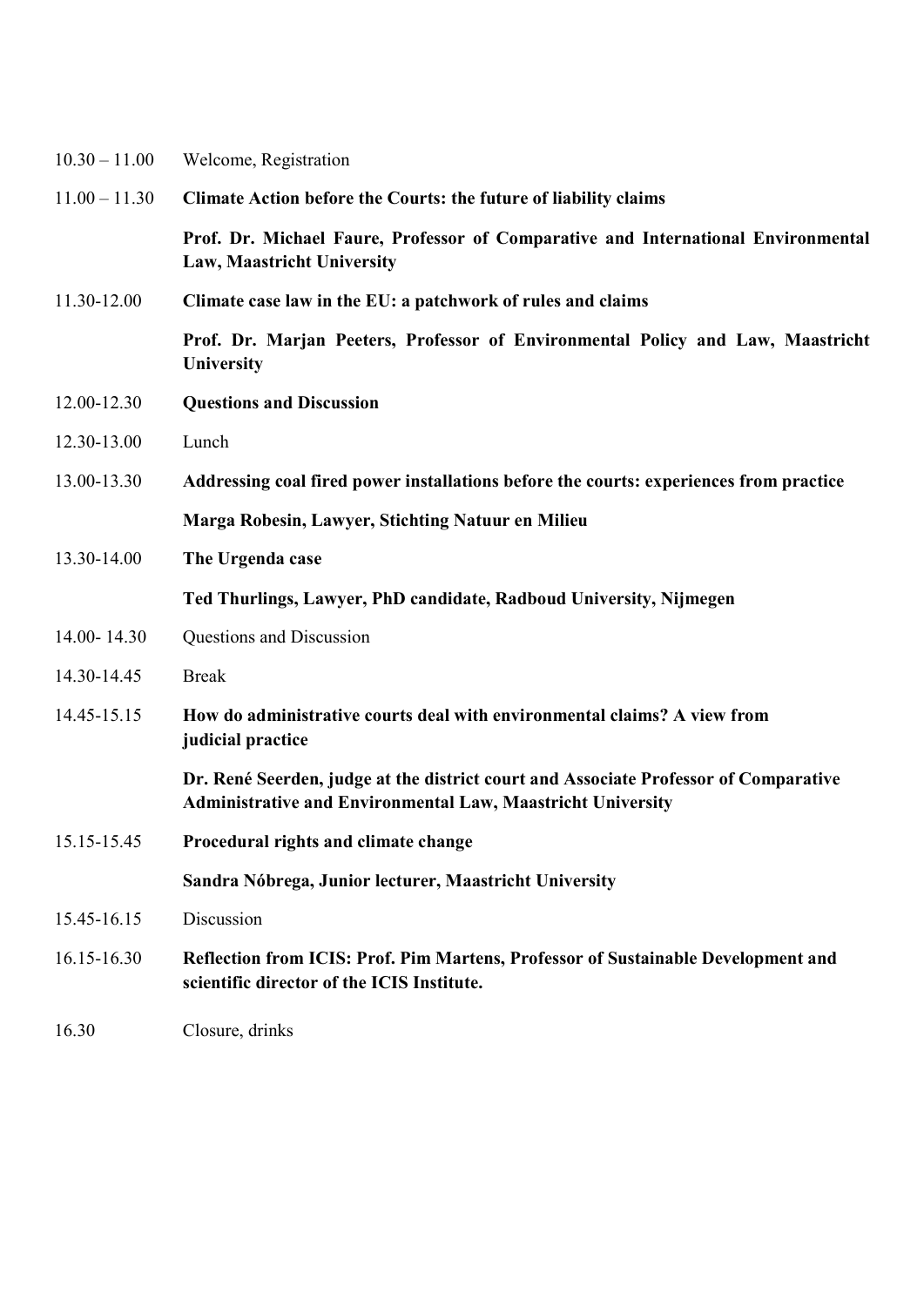| | |
|---|---|
| 10.30 – 11.00 | Welcome, Registration |
| 11.00 – 11.30 | **Climate Action before the Courts: the future of liability claims**<br>**Prof. Dr. Michael Faure, Professor of Comparative and International Environmental Law, Maastricht University** |
| 11.30-12.00 | **Climate case law in the EU: a patchwork of rules and claims**<br>**Prof. Dr. Marjan Peeters, Professor of Environmental Policy and Law, Maastricht University** |
| 12.00-12.30 | **Questions and Discussion** |
| 12.30-13.00 | Lunch |
| 13.00-13.30 | **Addressing coal fired power installations before the courts: experiences from practice**<br>**Marga Robesin, Lawyer, Stichting Natuur en Milieu** |
| 13.30-14.00 | **The Urgenda case**<br>**Ted Thurlings, Lawyer, PhD candidate, Radboud University, Nijmegen** |
| 14.00- 14.30 | Questions and Discussion |
| 14.30-14.45 | Break |
| 14.45-15.15 | **How do administrative courts deal with environmental claims? A view from judicial practice**<br>**Dr. René Seerden, judge at the district court and Associate Professor of Comparative Administrative and Environmental Law, Maastricht University** |
| 15.15-15.45 | **Procedural rights and climate change**<br>**Sandra Nóbrega, Junior lecturer, Maastricht University** |
| 15.45-16.15 | Discussion |
| 16.15-16.30 | **Reflection from ICIS: Prof. Pim Martens, Professor of Sustainable Development and scientific director of the ICIS Institute.** |
| 16.30 | Closure, drinks |